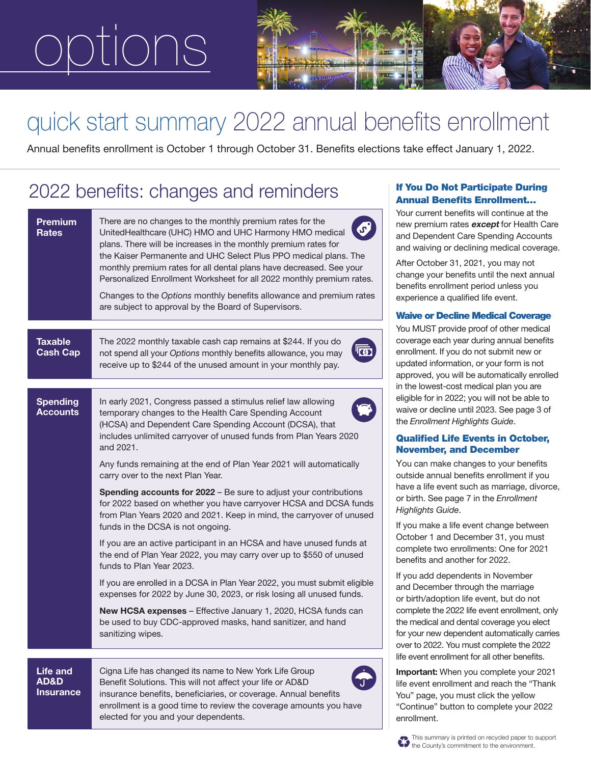# options

## quick start summary 2022 annual benefits enrollment

Annual benefits enrollment is October 1 through October 31. Benefits elections take effect January 1, 2022.

## 2022 benefits: changes and reminders

### Premium Rates

There are no changes to the monthly premium rates for the UnitedHealthcare (UHC) HMO and UHC Harmony HMO medical plans. There will be increases in the monthly premium rates for the Kaiser Permanente and UHC Select Plus PPO medical plans. The monthly premium rates for all dental plans have decreased. See your Personalized Enrollment Worksheet for all 2022 monthly premium rates.

Changes to the *Options* monthly benefits allowance and premium rates are subject to approval by the Board of Supervisors.

### Taxable Cash Cap

The 2022 monthly taxable cash cap remains at $244. If you do not spend all your *Options* monthly benefits allowance, you may receive up to $244 of the unused amount in your monthly pay.

### Spending Accounts

In early 2021, Congress passed a stimulus relief law allowing temporary changes to the Health Care Spending Account (HCSA) and Dependent Care Spending Account (DCSA), that includes unlimited carryover of unused funds from Plan Years 2020 and 2021.

Any funds remaining at the end of Plan Year 2021 will automatically carry over to the next Plan Year.

**Spending accounts for 2022** – Be sure to adjust your contributions for 2022 based on whether you have carryover HCSA and DCSA funds from Plan Years 2020 and 2021. Keep in mind, the carryover of unused funds in the DCSA is not ongoing.

If you are an active participant in an HCSA and have unused funds at the end of Plan Year 2022, you may carry over up to $550 of unused funds to Plan Year 2023.

If you are enrolled in a DCSA in Plan Year 2022, you must submit eligible expenses for 2022 by June 30, 2023, or risk losing all unused funds.

**New HCSA expenses** – Effective January 1, 2020, HCSA funds can be used to buy CDC-approved masks, hand sanitizer, and hand sanitizing wipes.

### Life and AD&D Insurance

Cigna Life has changed its name to New York Life Group Benefit Solutions. This will not affect your life or AD&D insurance benefits, beneficiaries, or coverage. Annual benefits enrollment is a good time to review the coverage amounts you have elected for you and your dependents.

### If You Do Not Participate During Annual Benefits Enrollment...

Your current benefits will continue at the new premium rates ***except*** for Health Care and Dependent Care Spending Accounts and waiving or declining medical coverage.

After October 31, 2021, you may not change your benefits until the next annual benefits enrollment period unless you experience a qualified life event.

### Waive or Decline Medical Coverage

You MUST provide proof of other medical coverage each year during annual benefits enrollment. If you do not submit new or updated information, or your form is not approved, you will be automatically enrolled in the lowest-cost medical plan you are eligible for in 2022; you will not be able to waive or decline until 2023. See page 3 of the *Enrollment Highlights Guide*.

### Qualified Life Events in October, November, and December

You can make changes to your benefits outside annual benefits enrollment if you have a life event such as marriage, divorce, or birth. See page 7 in the *Enrollment Highlights Guide*.

If you make a life event change between October 1 and December 31, you must complete two enrollments: One for 2021 benefits and another for 2022.

If you add dependents in November and December through the marriage or birth/adoption life event, but do not complete the 2022 life event enrollment, only the medical and dental coverage you elect for your new dependent automatically carries over to 2022. You must complete the 2022 life event enrollment for all other benefits.

**Important:** When you complete your 2021 life event enrollment and reach the "Thank You" page, you must click the yellow "Continue" button to complete your 2022 enrollment.

This summary is printed on recycled paper to support the County's commitment to the environment.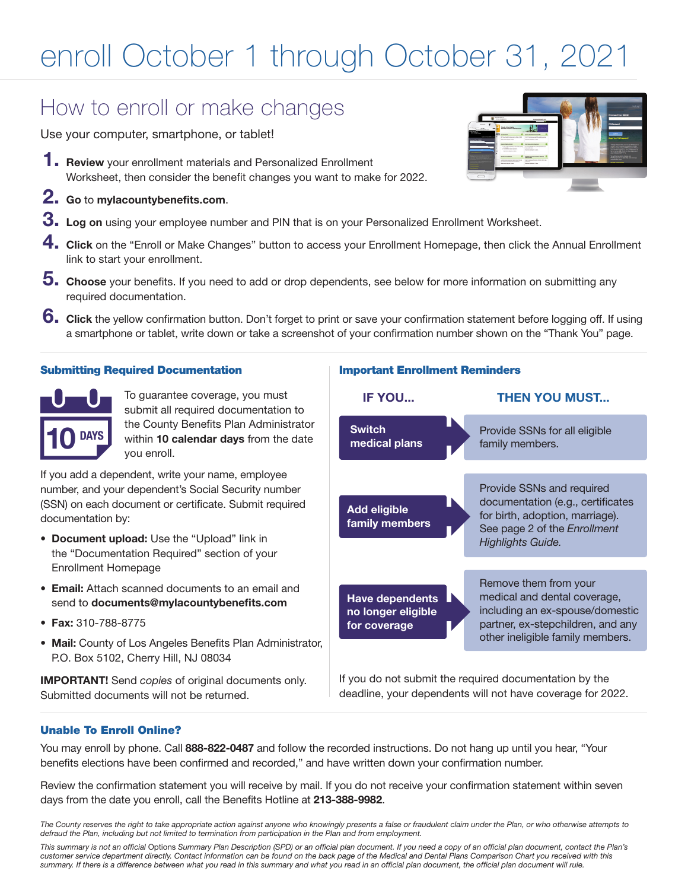# enroll October 1 through October 31, 2021

## How to enroll or make changes

Use your computer, smartphone, or tablet!

1. **Review** your enrollment materials and Personalized Enrollment Worksheet, then consider the benefit changes you want to make for 2022.
2. **Go** to **mylacountybenefits.com**.
3. **Log on** using your employee number and PIN that is on your Personalized Enrollment Worksheet.
4. **Click** on the "Enroll or Make Changes" button to access your Enrollment Homepage, then click the Annual Enrollment link to start your enrollment.
5. **Choose** your benefits. If you need to add or drop dependents, see below for more information on submitting any required documentation.
6. **Click** the yellow confirmation button. Don't forget to print or save your confirmation statement before logging off. If using a smartphone or tablet, write down or take a screenshot of your confirmation number shown on the "Thank You" page.

### Submitting Required Documentation

10 DAYS

To guarantee coverage, you must submit all required documentation to the County Benefits Plan Administrator within **10 calendar days** from the date you enroll.

If you add a dependent, write your name, employee number, and your dependent's Social Security number (SSN) on each document or certificate. Submit required documentation by:

- **Document upload:** Use the "Upload" link in the "Documentation Required" section of your Enrollment Homepage
- **Email:** Attach scanned documents to an email and send to **documents@mylacountybenefits.com**
- **Fax:** 310-788-8775
- **Mail:** County of Los Angeles Benefits Plan Administrator, P.O. Box 5102, Cherry Hill, NJ 08034

**IMPORTANT!** Send *copies* of original documents only. Submitted documents will not be returned.

### Important Enrollment Reminders

| IF YOU... | THEN YOU MUST... |
|---|---|
| Switch medical plans | Provide SSNs for all eligible family members. |
| Add eligible family members | Provide SSNs and required documentation (e.g., certificates for birth, adoption, marriage). See page 2 of the *Enrollment Highlights Guide.* |
| Have dependents no longer eligible for coverage | Remove them from your medical and dental coverage, including an ex-spouse/domestic partner, ex-stepchildren, and any other ineligible family members. |

If you do not submit the required documentation by the deadline, your dependents will not have coverage for 2022.

### Unable To Enroll Online?

You may enroll by phone. Call **888-822-0487** and follow the recorded instructions. Do not hang up until you hear, "Your benefits elections have been confirmed and recorded," and have written down your confirmation number.

Review the confirmation statement you will receive by mail. If you do not receive your confirmation statement within seven days from the date you enroll, call the Benefits Hotline at **213-388-9982**.

*The County reserves the right to take appropriate action against anyone who knowingly presents a false or fraudulent claim under the Plan, or who otherwise attempts to defraud the Plan, including but not limited to termination from participation in the Plan and from employment.*

*This summary is not an official* Options *Summary Plan Description (SPD) or an official plan document. If you need a copy of an official plan document, contact the Plan's customer service department directly. Contact information can be found on the back page of the Medical and Dental Plans Comparison Chart you received with this summary. If there is a difference between what you read in this summary and what you read in an official plan document, the official plan document will rule.*